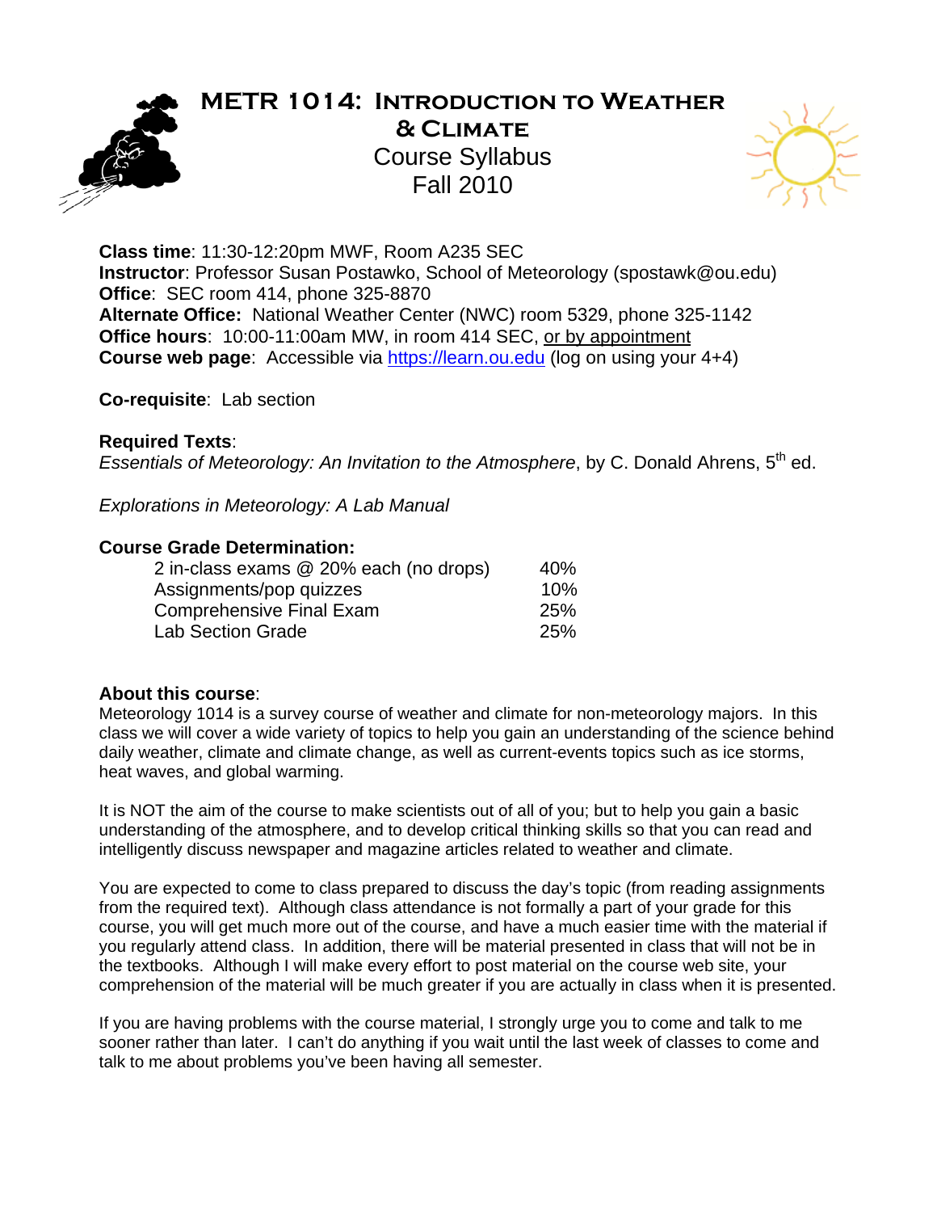# METR 1014: Introduction to Weather & Climate

## Course Syllabus
## Fall 2010

**Class time**: 11:30-12:20pm MWF, Room A235 SEC
**Instructor**: Professor Susan Postawko, School of Meteorology (spostawk@ou.edu)
**Office**: SEC room 414, phone 325-8870
**Alternate Office:** National Weather Center (NWC) room 5329, phone 325-1142
**Office hours**: 10:00-11:00am MW, in room 414 SEC, or by appointment
**Course web page**: Accessible via https://learn.ou.edu (log on using your 4+4)

**Co-requisite**: Lab section

**Required Texts**:
*Essentials of Meteorology: An Invitation to the Atmosphere*, by C. Donald Ahrens, 5th ed.

*Explorations in Meteorology: A Lab Manual*

**Course Grade Determination:**

| | |
|---|---|
| 2 in-class exams @ 20% each (no drops) | 40% |
| Assignments/pop quizzes | 10% |
| Comprehensive Final Exam | 25% |
| Lab Section Grade | 25% |

**About this course**:
Meteorology 1014 is a survey course of weather and climate for non-meteorology majors. In this class we will cover a wide variety of topics to help you gain an understanding of the science behind daily weather, climate and climate change, as well as current-events topics such as ice storms, heat waves, and global warming.

It is NOT the aim of the course to make scientists out of all of you; but to help you gain a basic understanding of the atmosphere, and to develop critical thinking skills so that you can read and intelligently discuss newspaper and magazine articles related to weather and climate.

You are expected to come to class prepared to discuss the day's topic (from reading assignments from the required text). Although class attendance is not formally a part of your grade for this course, you will get much more out of the course, and have a much easier time with the material if you regularly attend class. In addition, there will be material presented in class that will not be in the textbooks. Although I will make every effort to post material on the course web site, your comprehension of the material will be much greater if you are actually in class when it is presented.

If you are having problems with the course material, I strongly urge you to come and talk to me sooner rather than later. I can't do anything if you wait until the last week of classes to come and talk to me about problems you've been having all semester.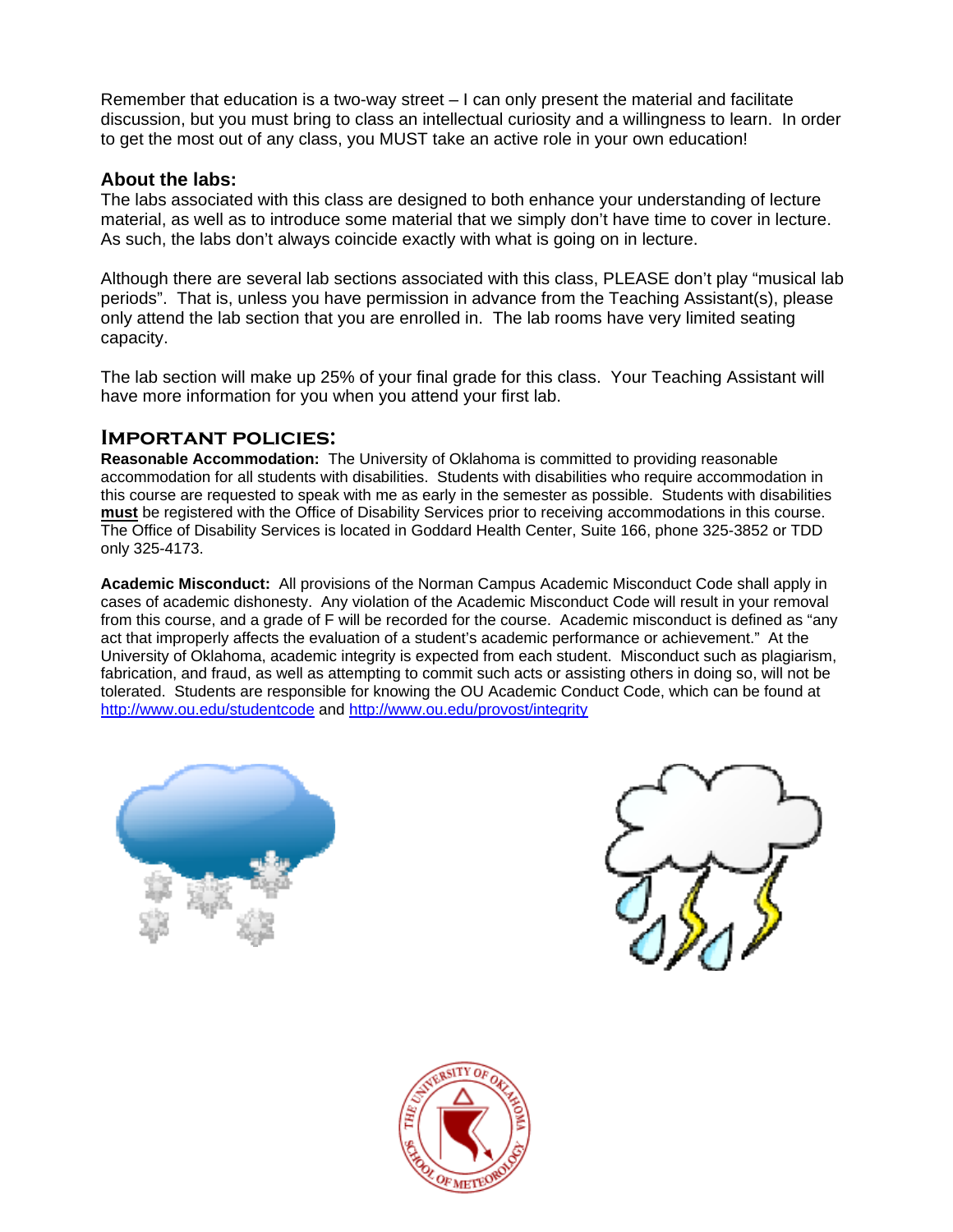Remember that education is a two-way street – I can only present the material and facilitate discussion, but you must bring to class an intellectual curiosity and a willingness to learn. In order to get the most out of any class, you MUST take an active role in your own education!

## About the labs:

The labs associated with this class are designed to both enhance your understanding of lecture material, as well as to introduce some material that we simply don't have time to cover in lecture. As such, the labs don't always coincide exactly with what is going on in lecture.

Although there are several lab sections associated with this class, PLEASE don't play "musical lab periods". That is, unless you have permission in advance from the Teaching Assistant(s), please only attend the lab section that you are enrolled in. The lab rooms have very limited seating capacity.

The lab section will make up 25% of your final grade for this class. Your Teaching Assistant will have more information for you when you attend your first lab.

## Important policies:

**Reasonable Accommodation:** The University of Oklahoma is committed to providing reasonable accommodation for all students with disabilities. Students with disabilities who require accommodation in this course are requested to speak with me as early in the semester as possible. Students with disabilities **must** be registered with the Office of Disability Services prior to receiving accommodations in this course. The Office of Disability Services is located in Goddard Health Center, Suite 166, phone 325-3852 or TDD only 325-4173.

**Academic Misconduct:** All provisions of the Norman Campus Academic Misconduct Code shall apply in cases of academic dishonesty. Any violation of the Academic Misconduct Code will result in your removal from this course, and a grade of F will be recorded for the course. Academic misconduct is defined as "any act that improperly affects the evaluation of a student's academic performance or achievement." At the University of Oklahoma, academic integrity is expected from each student. Misconduct such as plagiarism, fabrication, and fraud, as well as attempting to commit such acts or assisting others in doing so, will not be tolerated. Students are responsible for knowing the OU Academic Conduct Code, which can be found at http://www.ou.edu/studentcode and http://www.ou.edu/provost/integrity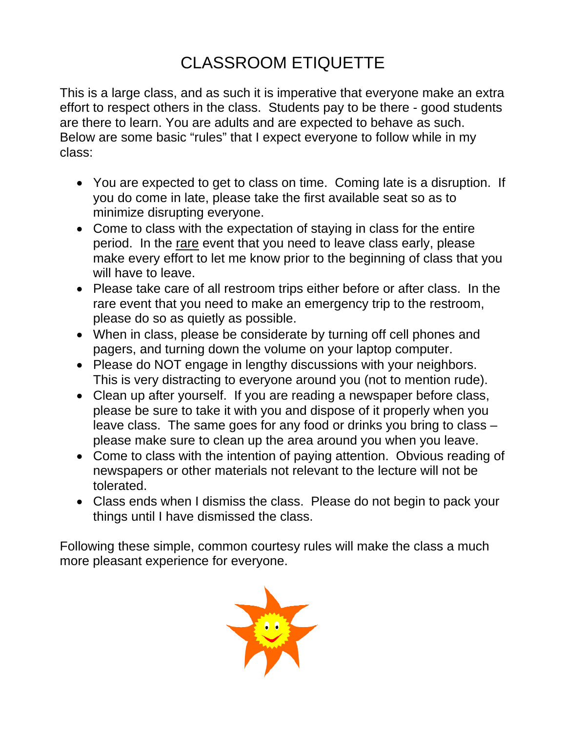# CLASSROOM ETIQUETTE

This is a large class, and as such it is imperative that everyone make an extra effort to respect others in the class. Students pay to be there - good students are there to learn. You are adults and are expected to behave as such. Below are some basic “rules” that I expect everyone to follow while in my class:

- You are expected to get to class on time. Coming late is a disruption. If you do come in late, please take the first available seat so as to minimize disrupting everyone.
- Come to class with the expectation of staying in class for the entire period. In the <u>rare</u> event that you need to leave class early, please make every effort to let me know prior to the beginning of class that you will have to leave.
- Please take care of all restroom trips either before or after class. In the rare event that you need to make an emergency trip to the restroom, please do so as quietly as possible.
- When in class, please be considerate by turning off cell phones and pagers, and turning down the volume on your laptop computer.
- Please do NOT engage in lengthy discussions with your neighbors. This is very distracting to everyone around you (not to mention rude).
- Clean up after yourself. If you are reading a newspaper before class, please be sure to take it with you and dispose of it properly when you leave class. The same goes for any food or drinks you bring to class – please make sure to clean up the area around you when you leave.
- Come to class with the intention of paying attention. Obvious reading of newspapers or other materials not relevant to the lecture will not be tolerated.
- Class ends when I dismiss the class. Please do not begin to pack your things until I have dismissed the class.

Following these simple, common courtesy rules will make the class a much more pleasant experience for everyone.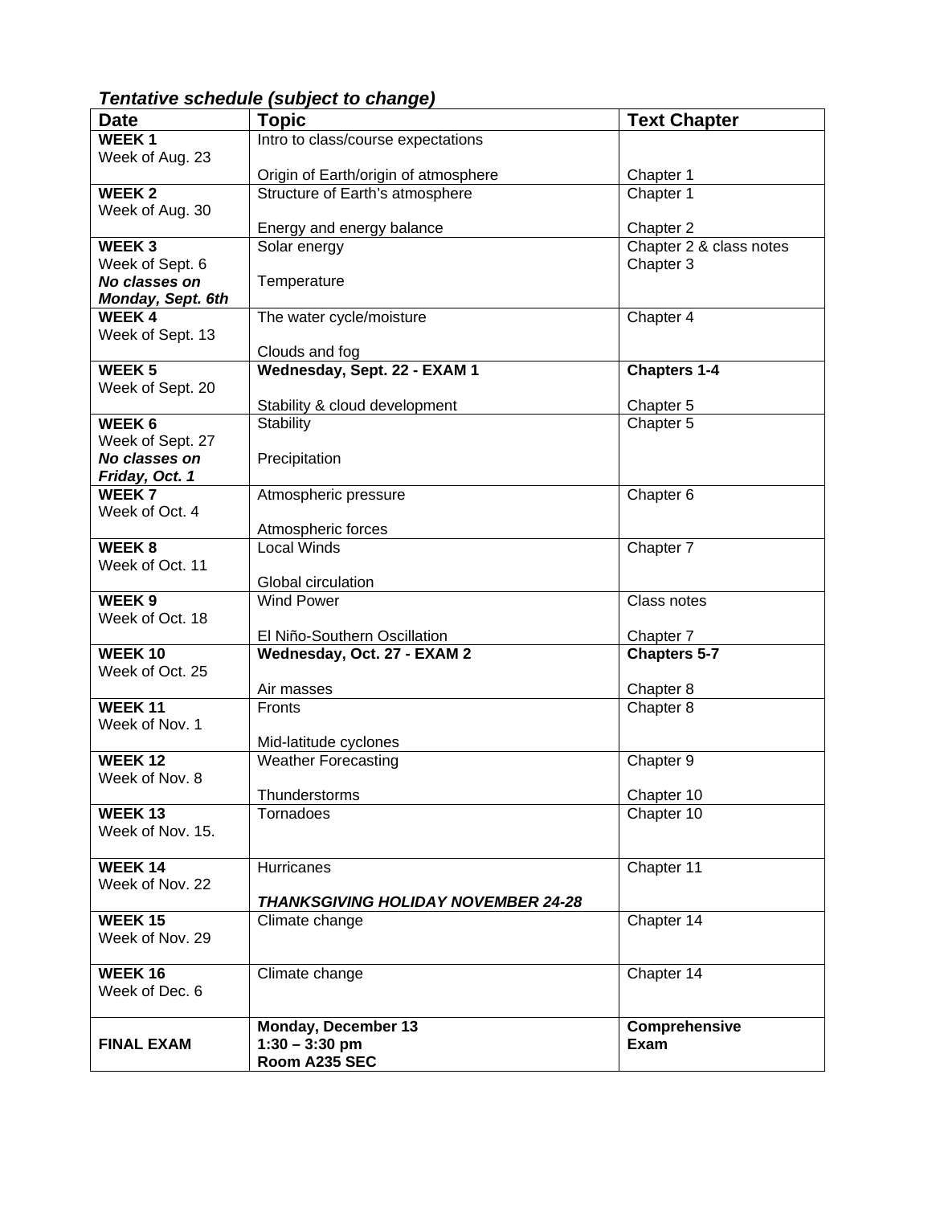***Tentative schedule (subject to change)***

| **Date** | **Topic** | **Text Chapter** |
|---|---|---|
| **WEEK 1**<br>Week of Aug. 23 | Intro to class/course expectations<br><br>Origin of Earth/origin of atmosphere | <br><br>Chapter 1 |
| **WEEK 2**<br>Week of Aug. 30 | Structure of Earth's atmosphere<br><br>Energy and energy balance | Chapter 1<br><br>Chapter 2 |
| **WEEK 3**<br>Week of Sept. 6<br>***No classes on Monday, Sept. 6th*** | Solar energy<br><br>Temperature | Chapter 2 & class notes<br>Chapter 3 |
| **WEEK 4**<br>Week of Sept. 13 | The water cycle/moisture<br><br>Clouds and fog | Chapter 4 |
| **WEEK 5**<br>Week of Sept. 20 | **Wednesday, Sept. 22 - EXAM 1**<br><br>Stability & cloud development | **Chapters 1-4**<br><br>Chapter 5 |
| **WEEK 6**<br>Week of Sept. 27<br>***No classes on Friday, Oct. 1*** | Stability<br><br>Precipitation | Chapter 5 |
| **WEEK 7**<br>Week of Oct. 4 | Atmospheric pressure<br><br>Atmospheric forces | Chapter 6 |
| **WEEK 8**<br>Week of Oct. 11 | Local Winds<br><br>Global circulation | Chapter 7 |
| **WEEK 9**<br>Week of Oct. 18 | Wind Power<br><br>El Niño-Southern Oscillation | Class notes<br><br>Chapter 7 |
| **WEEK 10**<br>Week of Oct. 25 | **Wednesday, Oct. 27 - EXAM 2**<br><br>Air masses | **Chapters 5-7**<br><br>Chapter 8 |
| **WEEK 11**<br>Week of Nov. 1 | Fronts<br><br>Mid-latitude cyclones | Chapter 8 |
| **WEEK 12**<br>Week of Nov. 8 | Weather Forecasting<br><br>Thunderstorms | Chapter 9<br><br>Chapter 10 |
| **WEEK 13**<br>Week of Nov. 15. | Tornadoes | Chapter 10 |
| **WEEK 14**<br>Week of Nov. 22 | Hurricanes<br><br>***THANKSGIVING HOLIDAY NOVEMBER 24-28*** | Chapter 11 |
| **WEEK 15**<br>Week of Nov. 29 | Climate change | Chapter 14 |
| **WEEK 16**<br>Week of Dec. 6 | Climate change | Chapter 14 |
| **FINAL EXAM** | **Monday, December 13**<br>**1:30 – 3:30 pm**<br>**Room A235 SEC** | **Comprehensive Exam** |